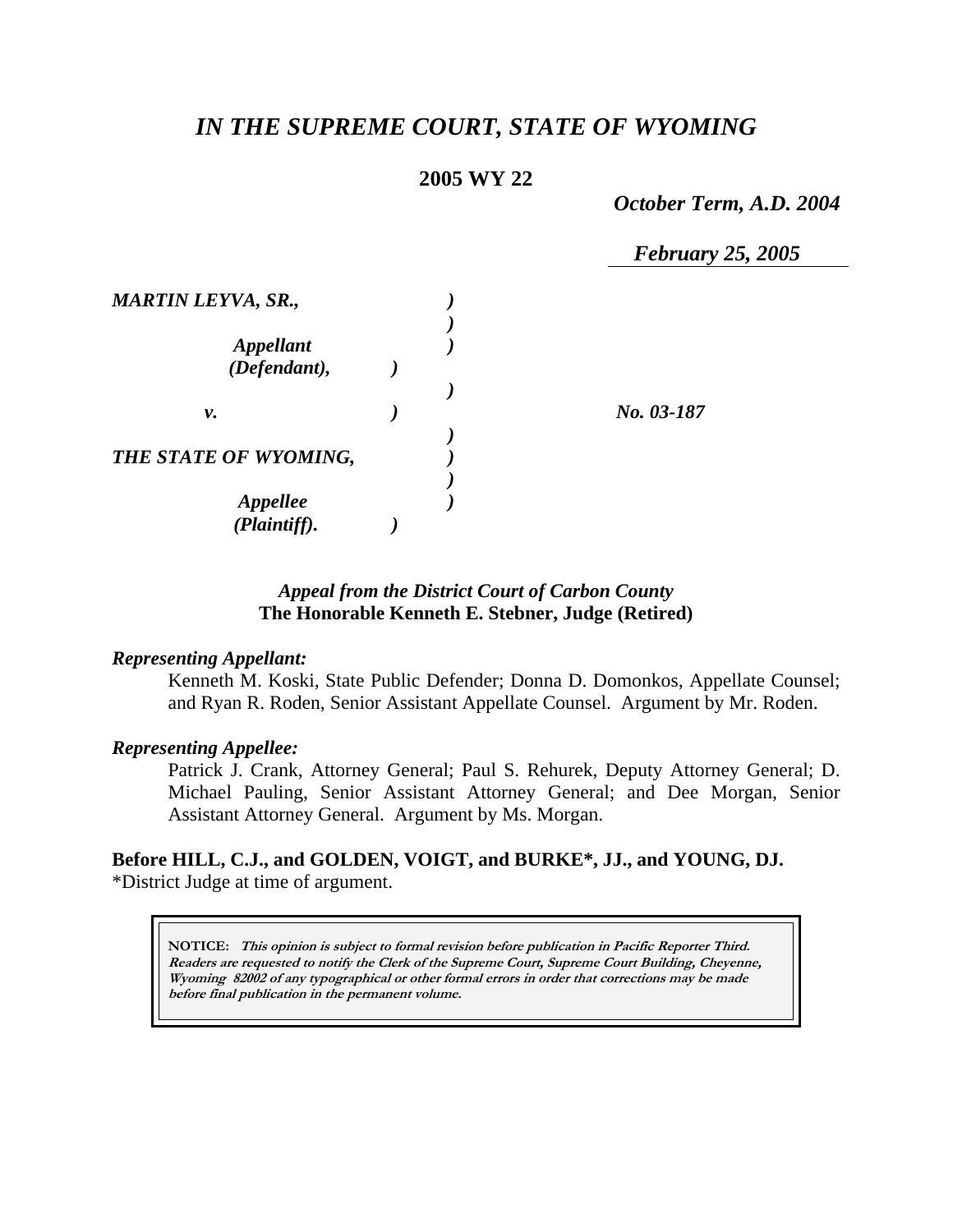# *IN THE SUPREME COURT, STATE OF WYOMING*

**2005 WY 22**

*October Term, A.D. 2004*

*February 25, 2005*

| | | |
|---|---|---|
| ***MARTIN LEYVA, SR.,*** | ***)*** | |
| | ***)*** | |
| ***Appellant (Defendant),*** | ***)*** | |
| | ***)*** | |
| ***v.*** | ***)*** | ***No. 03-187*** |
| | ***)*** | |
| ***THE STATE OF WYOMING,*** | ***)*** | |
| | ***)*** | |
| ***Appellee (Plaintiff).*** | ***)*** | |

*Appeal from the District Court of Carbon County*
**The Honorable Kenneth E. Stebner, Judge (Retired)**

***Representing Appellant:***

Kenneth M. Koski, State Public Defender; Donna D. Domonkos, Appellate Counsel; and Ryan R. Roden, Senior Assistant Appellate Counsel. Argument by Mr. Roden.

***Representing Appellee:***

Patrick J. Crank, Attorney General; Paul S. Rehurek, Deputy Attorney General; D. Michael Pauling, Senior Assistant Attorney General; and Dee Morgan, Senior Assistant Attorney General. Argument by Ms. Morgan.

**Before HILL, C.J., and GOLDEN, VOIGT, and BURKE\*, JJ., and YOUNG, DJ.**
\*District Judge at time of argument.

> **NOTICE:** ***This opinion is subject to formal revision before publication in Pacific Reporter Third. Readers are requested to notify the Clerk of the Supreme Court, Supreme Court Building, Cheyenne, Wyoming 82002 of any typographical or other formal errors in order that corrections may be made before final publication in the permanent volume.***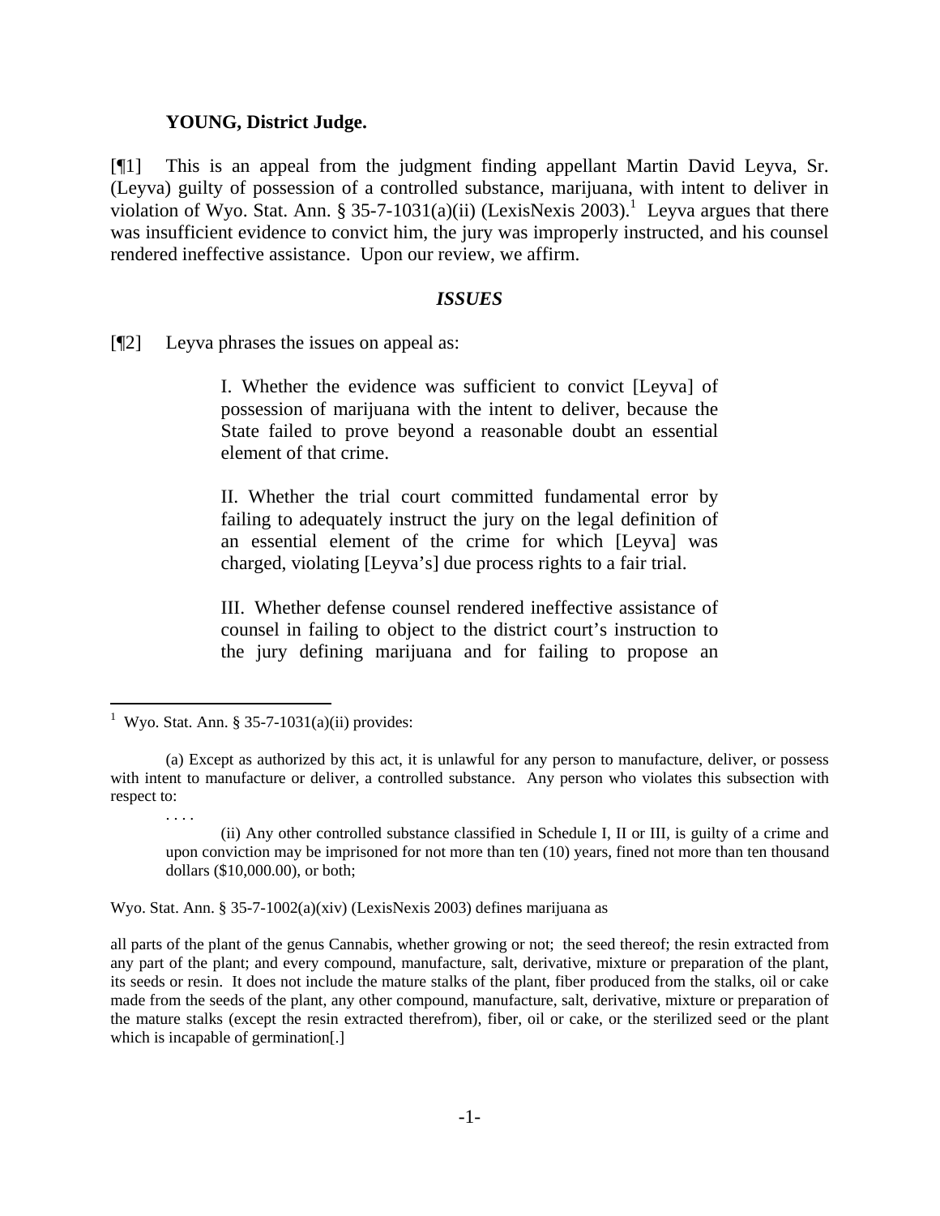**YOUNG, District Judge.**

[¶1] This is an appeal from the judgment finding appellant Martin David Leyva, Sr. (Leyva) guilty of possession of a controlled substance, marijuana, with intent to deliver in violation of Wyo. Stat. Ann. § 35-7-1031(a)(ii) (LexisNexis 2003).[1] Leyva argues that there was insufficient evidence to convict him, the jury was improperly instructed, and his counsel rendered ineffective assistance. Upon our review, we affirm.

### *ISSUES*

[¶2] Leyva phrases the issues on appeal as:

> I. Whether the evidence was sufficient to convict [Leyva] of possession of marijuana with the intent to deliver, because the State failed to prove beyond a reasonable doubt an essential element of that crime.
>
> II. Whether the trial court committed fundamental error by failing to adequately instruct the jury on the legal definition of an essential element of the crime for which [Leyva] was charged, violating [Leyva's] due process rights to a fair trial.
>
> III. Whether defense counsel rendered ineffective assistance of counsel in failing to object to the district court's instruction to the jury defining marijuana and for failing to propose an

---

[1] Wyo. Stat. Ann. § 35-7-1031(a)(ii) provides:

> (a) Except as authorized by this act, it is unlawful for any person to manufacture, deliver, or possess with intent to manufacture or deliver, a controlled substance. Any person who violates this subsection with respect to:
>
> . . . .
>
> (ii) Any other controlled substance classified in Schedule I, II or III, is guilty of a crime and upon conviction may be imprisoned for not more than ten (10) years, fined not more than ten thousand dollars ($10,000.00), or both;

Wyo. Stat. Ann. § 35-7-1002(a)(xiv) (LexisNexis 2003) defines marijuana as

> all parts of the plant of the genus Cannabis, whether growing or not; the seed thereof; the resin extracted from any part of the plant; and every compound, manufacture, salt, derivative, mixture or preparation of the plant, its seeds or resin. It does not include the mature stalks of the plant, fiber produced from the stalks, oil or cake made from the seeds of the plant, any other compound, manufacture, salt, derivative, mixture or preparation of the mature stalks (except the resin extracted therefrom), fiber, oil or cake, or the sterilized seed or the plant which is incapable of germination[.]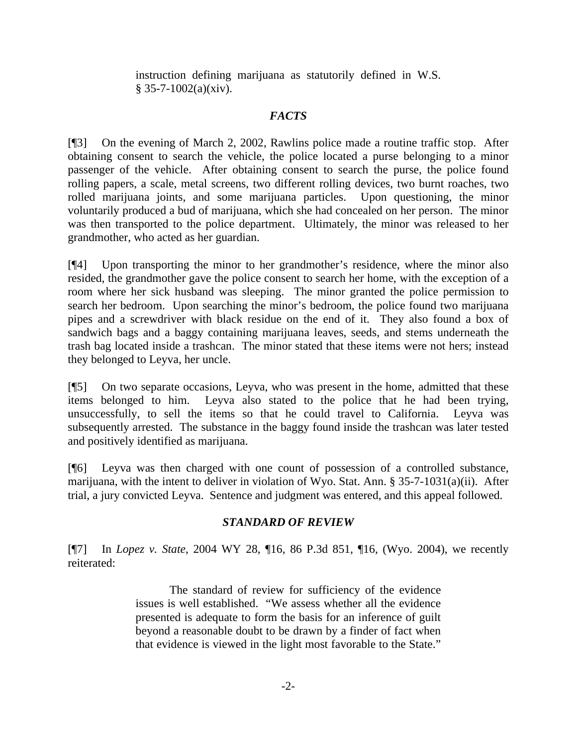> instruction defining marijuana as statutorily defined in W.S. § 35-7-1002(a)(xiv).

### *FACTS*

[¶3] On the evening of March 2, 2002, Rawlins police made a routine traffic stop. After obtaining consent to search the vehicle, the police located a purse belonging to a minor passenger of the vehicle. After obtaining consent to search the purse, the police found rolling papers, a scale, metal screens, two different rolling devices, two burnt roaches, two rolled marijuana joints, and some marijuana particles. Upon questioning, the minor voluntarily produced a bud of marijuana, which she had concealed on her person. The minor was then transported to the police department. Ultimately, the minor was released to her grandmother, who acted as her guardian.

[¶4] Upon transporting the minor to her grandmother's residence, where the minor also resided, the grandmother gave the police consent to search her home, with the exception of a room where her sick husband was sleeping. The minor granted the police permission to search her bedroom. Upon searching the minor's bedroom, the police found two marijuana pipes and a screwdriver with black residue on the end of it. They also found a box of sandwich bags and a baggy containing marijuana leaves, seeds, and stems underneath the trash bag located inside a trashcan. The minor stated that these items were not hers; instead they belonged to Leyva, her uncle.

[¶5] On two separate occasions, Leyva, who was present in the home, admitted that these items belonged to him. Leyva also stated to the police that he had been trying, unsuccessfully, to sell the items so that he could travel to California. Leyva was subsequently arrested. The substance in the baggy found inside the trashcan was later tested and positively identified as marijuana.

[¶6] Leyva was then charged with one count of possession of a controlled substance, marijuana, with the intent to deliver in violation of Wyo. Stat. Ann. § 35-7-1031(a)(ii). After trial, a jury convicted Leyva. Sentence and judgment was entered, and this appeal followed.

### *STANDARD OF REVIEW*

[¶7] In *Lopez v. State*, 2004 WY 28, ¶16, 86 P.3d 851, ¶16, (Wyo. 2004), we recently reiterated:

> The standard of review for sufficiency of the evidence issues is well established. "We assess whether all the evidence presented is adequate to form the basis for an inference of guilt beyond a reasonable doubt to be drawn by a finder of fact when that evidence is viewed in the light most favorable to the State."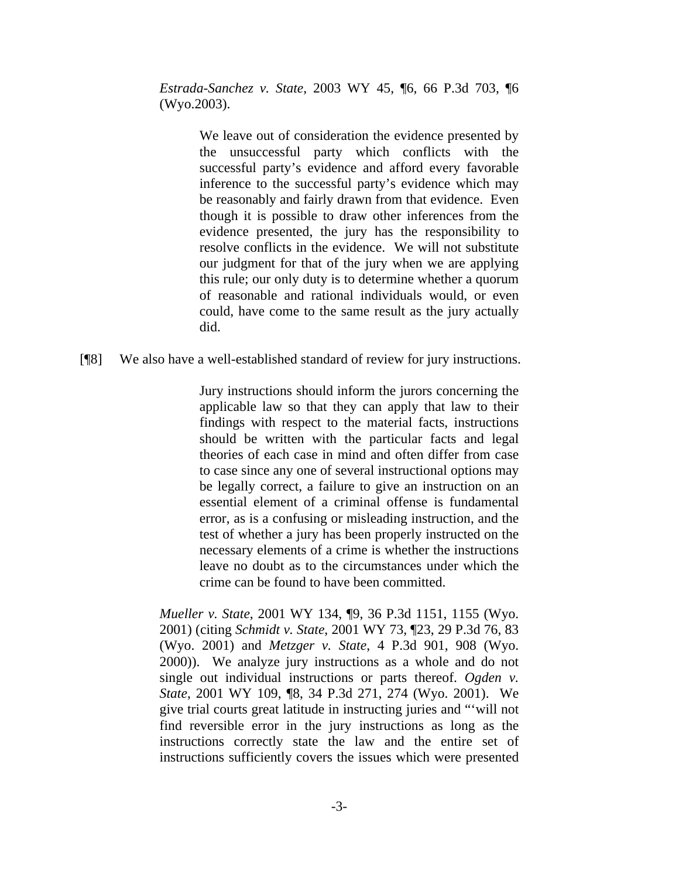*Estrada-Sanchez v. State*, 2003 WY 45, ¶6, 66 P.3d 703, ¶6 (Wyo.2003).

> We leave out of consideration the evidence presented by the unsuccessful party which conflicts with the successful party's evidence and afford every favorable inference to the successful party's evidence which may be reasonably and fairly drawn from that evidence. Even though it is possible to draw other inferences from the evidence presented, the jury has the responsibility to resolve conflicts in the evidence. We will not substitute our judgment for that of the jury when we are applying this rule; our only duty is to determine whether a quorum of reasonable and rational individuals would, or even could, have come to the same result as the jury actually did.

[¶8] We also have a well-established standard of review for jury instructions.

> Jury instructions should inform the jurors concerning the applicable law so that they can apply that law to their findings with respect to the material facts, instructions should be written with the particular facts and legal theories of each case in mind and often differ from case to case since any one of several instructional options may be legally correct, a failure to give an instruction on an essential element of a criminal offense is fundamental error, as is a confusing or misleading instruction, and the test of whether a jury has been properly instructed on the necessary elements of a crime is whether the instructions leave no doubt as to the circumstances under which the crime can be found to have been committed.

*Mueller v. State*, 2001 WY 134, ¶9, 36 P.3d 1151, 1155 (Wyo. 2001) (citing *Schmidt v. State*, 2001 WY 73, ¶23, 29 P.3d 76, 83 (Wyo. 2001) and *Metzger v. State*, 4 P.3d 901, 908 (Wyo. 2000)). We analyze jury instructions as a whole and do not single out individual instructions or parts thereof. *Ogden v. State*, 2001 WY 109, ¶8, 34 P.3d 271, 274 (Wyo. 2001). We give trial courts great latitude in instructing juries and "'will not find reversible error in the jury instructions as long as the instructions correctly state the law and the entire set of instructions sufficiently covers the issues which were presented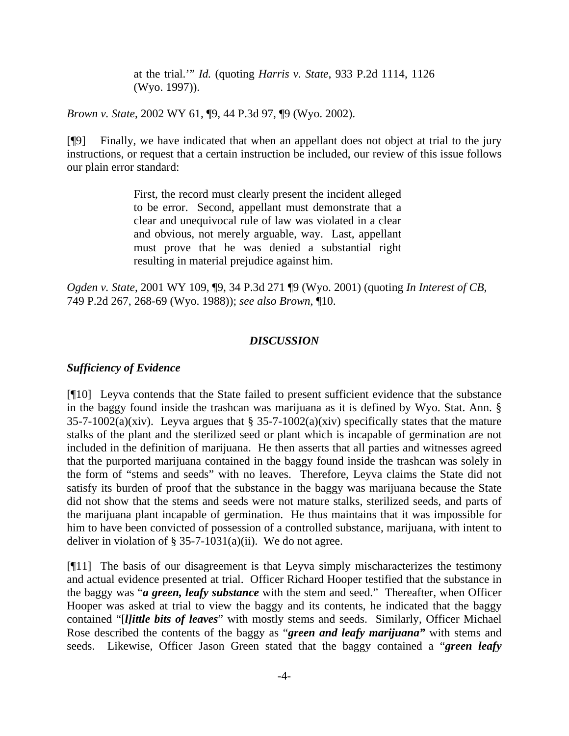> at the trial.'" *Id.* (quoting *Harris v. State*, 933 P.2d 1114, 1126 (Wyo. 1997)).

*Brown v. State*, 2002 WY 61, ¶9, 44 P.3d 97, ¶9 (Wyo. 2002).

[¶9] Finally, we have indicated that when an appellant does not object at trial to the jury instructions, or request that a certain instruction be included, our review of this issue follows our plain error standard:

> First, the record must clearly present the incident alleged to be error. Second, appellant must demonstrate that a clear and unequivocal rule of law was violated in a clear and obvious, not merely arguable, way. Last, appellant must prove that he was denied a substantial right resulting in material prejudice against him.

*Ogden v. State*, 2001 WY 109, ¶9, 34 P.3d 271 ¶9 (Wyo. 2001) (quoting *In Interest of CB*, 749 P.2d 267, 268-69 (Wyo. 1988)); *see also Brown*, ¶10.

## *DISCUSSION*

### *Sufficiency of Evidence*

[¶10] Leyva contends that the State failed to present sufficient evidence that the substance in the baggy found inside the trashcan was marijuana as it is defined by Wyo. Stat. Ann. § 35-7-1002(a)(xiv). Leyva argues that § 35-7-1002(a)(xiv) specifically states that the mature stalks of the plant and the sterilized seed or plant which is incapable of germination are not included in the definition of marijuana. He then asserts that all parties and witnesses agreed that the purported marijuana contained in the baggy found inside the trashcan was solely in the form of "stems and seeds" with no leaves. Therefore, Leyva claims the State did not satisfy its burden of proof that the substance in the baggy was marijuana because the State did not show that the stems and seeds were not mature stalks, sterilized seeds, and parts of the marijuana plant incapable of germination. He thus maintains that it was impossible for him to have been convicted of possession of a controlled substance, marijuana, with intent to deliver in violation of § 35-7-1031(a)(ii). We do not agree.

[¶11] The basis of our disagreement is that Leyva simply mischaracterizes the testimony and actual evidence presented at trial. Officer Richard Hooper testified that the substance in the baggy was "***a green, leafy substance*** with the stem and seed." Thereafter, when Officer Hooper was asked at trial to view the baggy and its contents, he indicated that the baggy contained "[***l]ittle bits of leaves***" with mostly stems and seeds. Similarly, Officer Michael Rose described the contents of the baggy as "***green and leafy marijuana"*** with stems and seeds. Likewise, Officer Jason Green stated that the baggy contained a "***green leafy***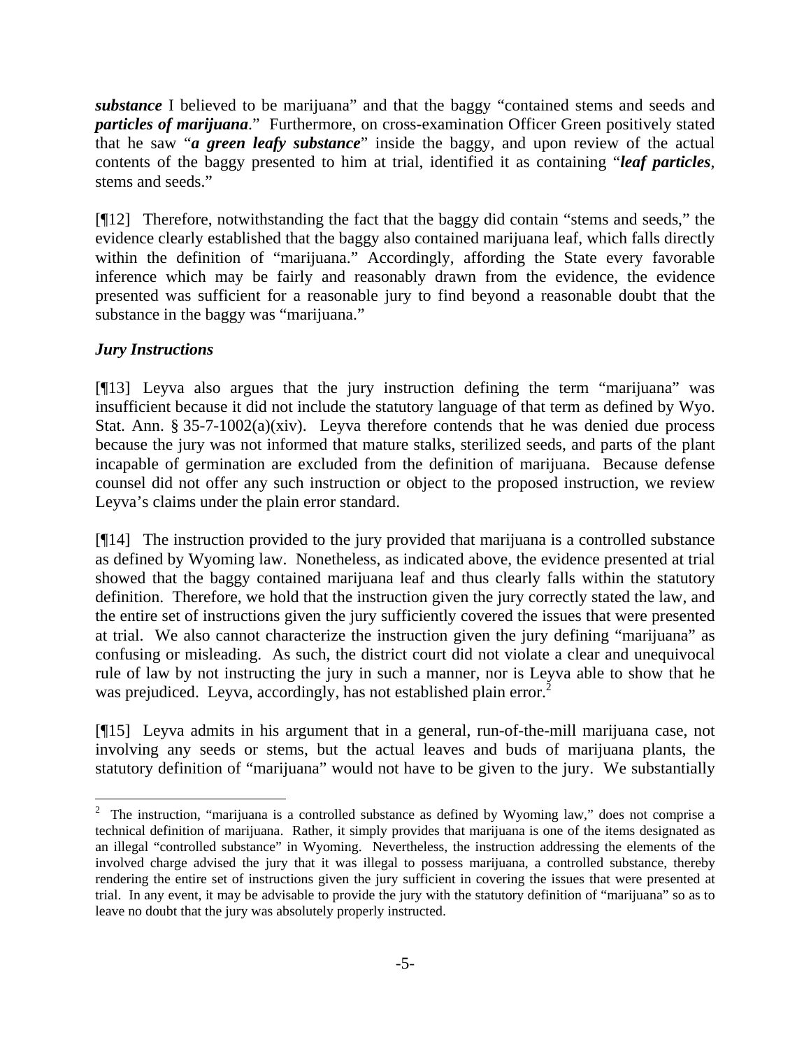***substance*** I believed to be marijuana" and that the baggy "contained stems and seeds and ***particles of marijuana***." Furthermore, on cross-examination Officer Green positively stated that he saw "***a green leafy substance***" inside the baggy, and upon review of the actual contents of the baggy presented to him at trial, identified it as containing "***leaf particles***, stems and seeds."

[¶12] Therefore, notwithstanding the fact that the baggy did contain "stems and seeds," the evidence clearly established that the baggy also contained marijuana leaf, which falls directly within the definition of "marijuana." Accordingly, affording the State every favorable inference which may be fairly and reasonably drawn from the evidence, the evidence presented was sufficient for a reasonable jury to find beyond a reasonable doubt that the substance in the baggy was "marijuana."

### *Jury Instructions*

[¶13] Leyva also argues that the jury instruction defining the term "marijuana" was insufficient because it did not include the statutory language of that term as defined by Wyo. Stat. Ann. § 35-7-1002(a)(xiv). Leyva therefore contends that he was denied due process because the jury was not informed that mature stalks, sterilized seeds, and parts of the plant incapable of germination are excluded from the definition of marijuana. Because defense counsel did not offer any such instruction or object to the proposed instruction, we review Leyva's claims under the plain error standard.

[¶14] The instruction provided to the jury provided that marijuana is a controlled substance as defined by Wyoming law. Nonetheless, as indicated above, the evidence presented at trial showed that the baggy contained marijuana leaf and thus clearly falls within the statutory definition. Therefore, we hold that the instruction given the jury correctly stated the law, and the entire set of instructions given the jury sufficiently covered the issues that were presented at trial. We also cannot characterize the instruction given the jury defining "marijuana" as confusing or misleading. As such, the district court did not violate a clear and unequivocal rule of law by not instructing the jury in such a manner, nor is Leyva able to show that he was prejudiced. Leyva, accordingly, has not established plain error.[2]

[¶15] Leyva admits in his argument that in a general, run-of-the-mill marijuana case, not involving any seeds or stems, but the actual leaves and buds of marijuana plants, the statutory definition of "marijuana" would not have to be given to the jury. We substantially

---

[2] The instruction, "marijuana is a controlled substance as defined by Wyoming law," does not comprise a technical definition of marijuana. Rather, it simply provides that marijuana is one of the items designated as an illegal "controlled substance" in Wyoming. Nevertheless, the instruction addressing the elements of the involved charge advised the jury that it was illegal to possess marijuana, a controlled substance, thereby rendering the entire set of instructions given the jury sufficient in covering the issues that were presented at trial. In any event, it may be advisable to provide the jury with the statutory definition of "marijuana" so as to leave no doubt that the jury was absolutely properly instructed.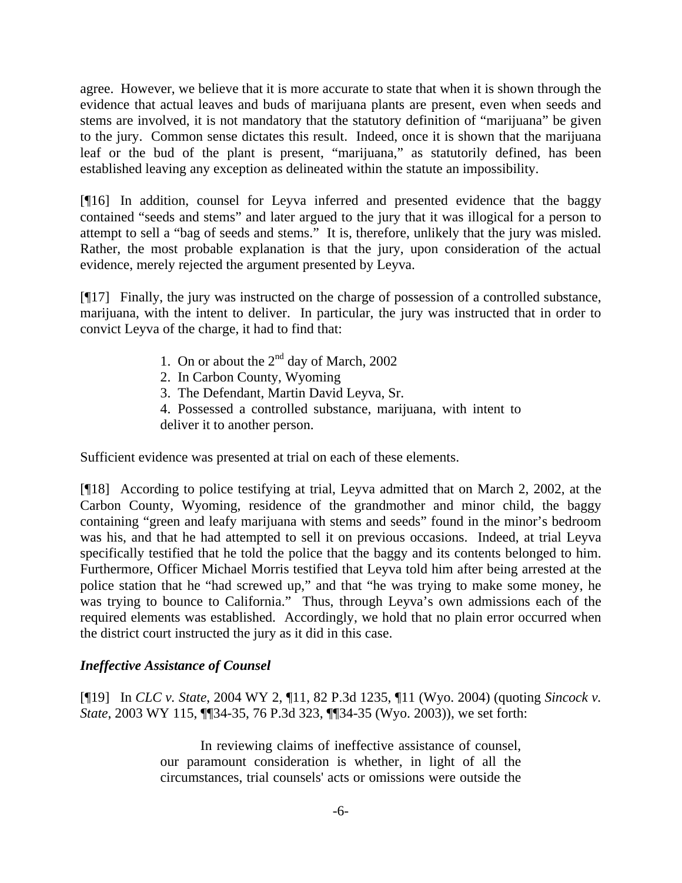agree. However, we believe that it is more accurate to state that when it is shown through the evidence that actual leaves and buds of marijuana plants are present, even when seeds and stems are involved, it is not mandatory that the statutory definition of "marijuana" be given to the jury. Common sense dictates this result. Indeed, once it is shown that the marijuana leaf or the bud of the plant is present, "marijuana," as statutorily defined, has been established leaving any exception as delineated within the statute an impossibility.

[¶16] In addition, counsel for Leyva inferred and presented evidence that the baggy contained "seeds and stems" and later argued to the jury that it was illogical for a person to attempt to sell a "bag of seeds and stems." It is, therefore, unlikely that the jury was misled. Rather, the most probable explanation is that the jury, upon consideration of the actual evidence, merely rejected the argument presented by Leyva.

[¶17] Finally, the jury was instructed on the charge of possession of a controlled substance, marijuana, with the intent to deliver. In particular, the jury was instructed that in order to convict Leyva of the charge, it had to find that:

> 1. On or about the 2nd day of March, 2002
> 2. In Carbon County, Wyoming
> 3. The Defendant, Martin David Leyva, Sr.
> 4. Possessed a controlled substance, marijuana, with intent to deliver it to another person.

Sufficient evidence was presented at trial on each of these elements.

[¶18] According to police testifying at trial, Leyva admitted that on March 2, 2002, at the Carbon County, Wyoming, residence of the grandmother and minor child, the baggy containing "green and leafy marijuana with stems and seeds" found in the minor's bedroom was his, and that he had attempted to sell it on previous occasions. Indeed, at trial Leyva specifically testified that he told the police that the baggy and its contents belonged to him. Furthermore, Officer Michael Morris testified that Leyva told him after being arrested at the police station that he "had screwed up," and that "he was trying to make some money, he was trying to bounce to California." Thus, through Leyva's own admissions each of the required elements was established. Accordingly, we hold that no plain error occurred when the district court instructed the jury as it did in this case.

### *Ineffective Assistance of Counsel*

[¶19] In *CLC v. State*, 2004 WY 2, ¶11, 82 P.3d 1235, ¶11 (Wyo. 2004) (quoting *Sincock v. State*, 2003 WY 115, ¶¶34-35, 76 P.3d 323, ¶¶34-35 (Wyo. 2003)), we set forth:

> In reviewing claims of ineffective assistance of counsel, our paramount consideration is whether, in light of all the circumstances, trial counsels' acts or omissions were outside the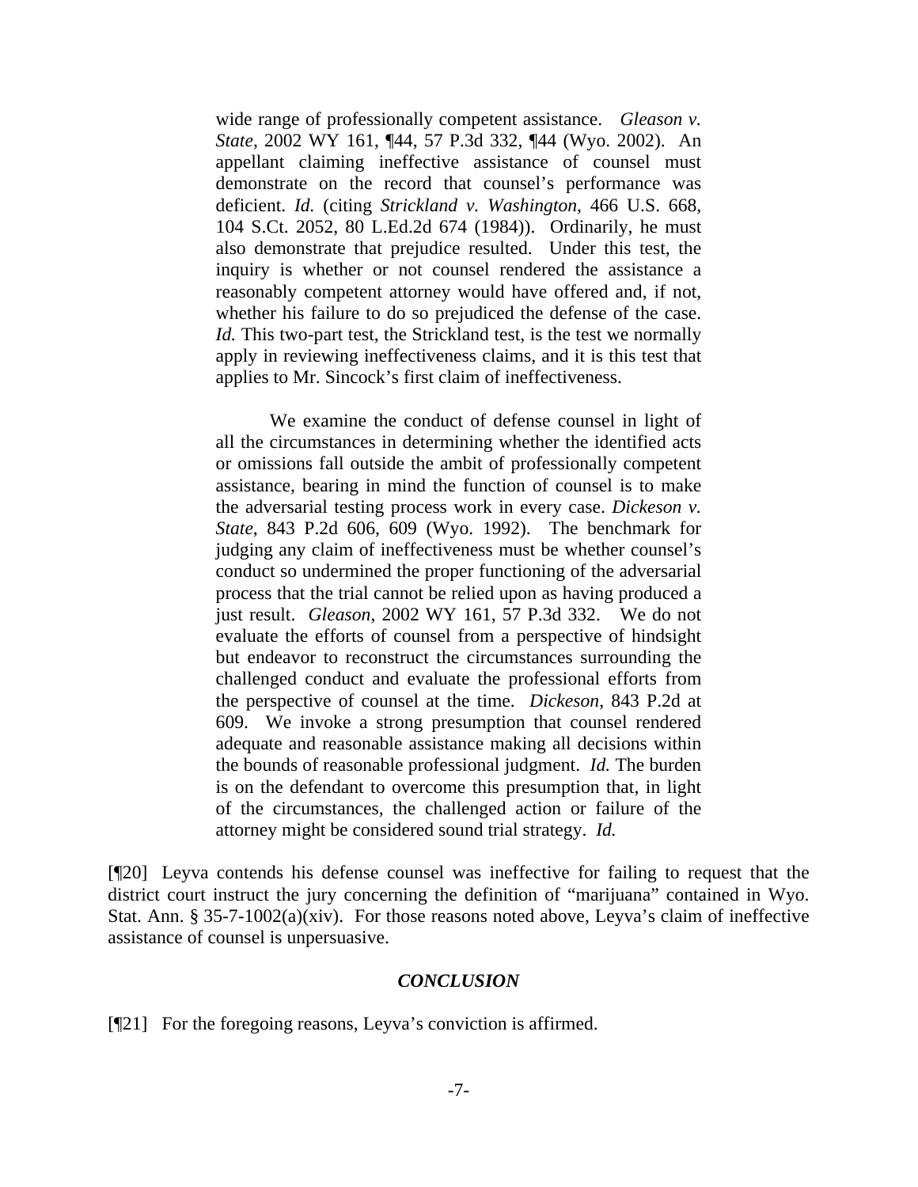> wide range of professionally competent assistance. *Gleason v. State*, 2002 WY 161, ¶44, 57 P.3d 332, ¶44 (Wyo. 2002). An appellant claiming ineffective assistance of counsel must demonstrate on the record that counsel's performance was deficient. *Id.* (citing *Strickland v. Washington*, 466 U.S. 668, 104 S.Ct. 2052, 80 L.Ed.2d 674 (1984)). Ordinarily, he must also demonstrate that prejudice resulted. Under this test, the inquiry is whether or not counsel rendered the assistance a reasonably competent attorney would have offered and, if not, whether his failure to do so prejudiced the defense of the case. *Id.* This two-part test, the Strickland test, is the test we normally apply in reviewing ineffectiveness claims, and it is this test that applies to Mr. Sincock's first claim of ineffectiveness.
>
> We examine the conduct of defense counsel in light of all the circumstances in determining whether the identified acts or omissions fall outside the ambit of professionally competent assistance, bearing in mind the function of counsel is to make the adversarial testing process work in every case. *Dickeson v. State*, 843 P.2d 606, 609 (Wyo. 1992). The benchmark for judging any claim of ineffectiveness must be whether counsel's conduct so undermined the proper functioning of the adversarial process that the trial cannot be relied upon as having produced a just result. *Gleason,* 2002 WY 161, 57 P.3d 332. We do not evaluate the efforts of counsel from a perspective of hindsight but endeavor to reconstruct the circumstances surrounding the challenged conduct and evaluate the professional efforts from the perspective of counsel at the time. *Dickeson*, 843 P.2d at 609. We invoke a strong presumption that counsel rendered adequate and reasonable assistance making all decisions within the bounds of reasonable professional judgment. *Id.* The burden is on the defendant to overcome this presumption that, in light of the circumstances, the challenged action or failure of the attorney might be considered sound trial strategy. *Id.*

[¶20] Leyva contends his defense counsel was ineffective for failing to request that the district court instruct the jury concerning the definition of "marijuana" contained in Wyo. Stat. Ann. § 35-7-1002(a)(xiv). For those reasons noted above, Leyva's claim of ineffective assistance of counsel is unpersuasive.

## *CONCLUSION*

[¶21] For the foregoing reasons, Leyva's conviction is affirmed.